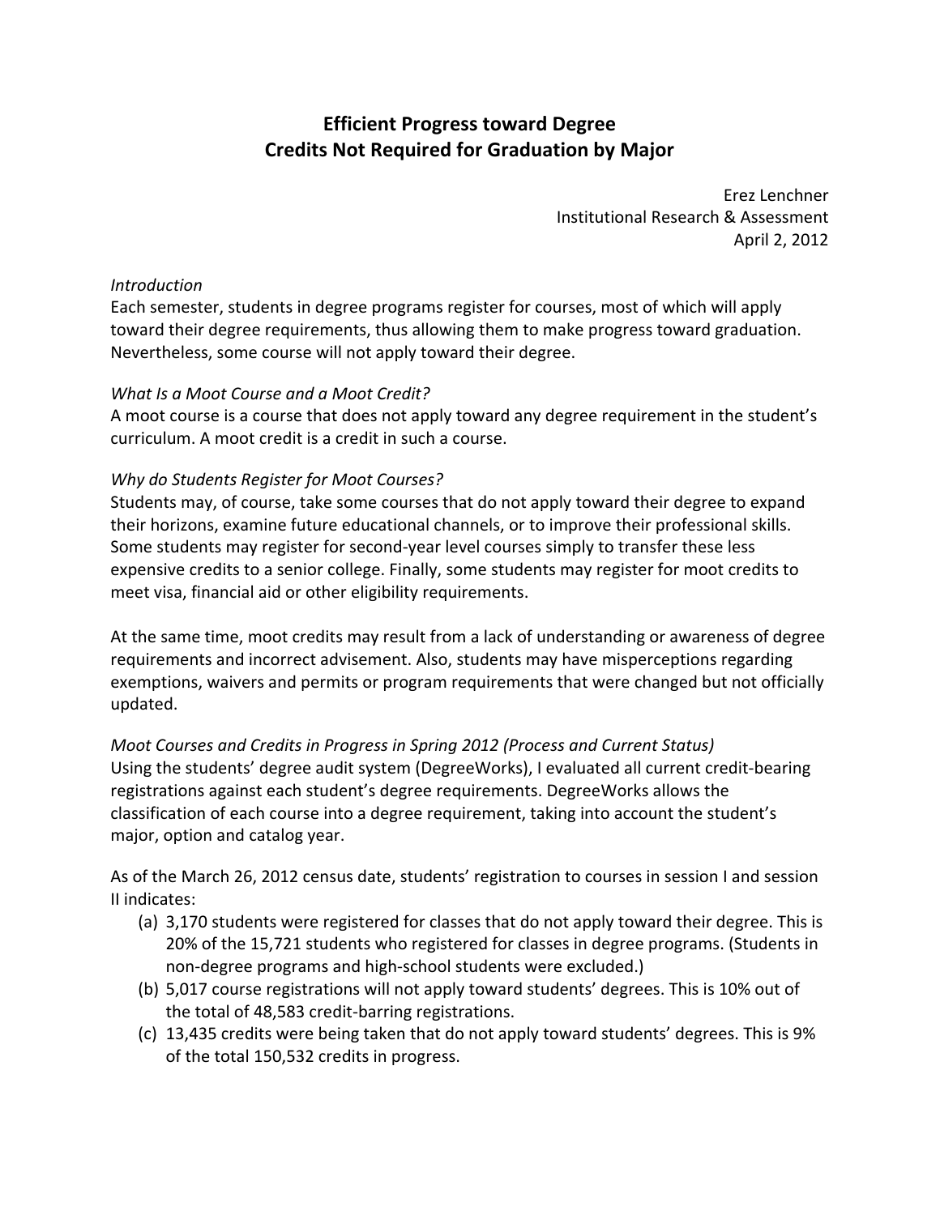# Efficient Progress toward Degree
# Credits Not Required for Graduation by Major

Erez Lenchner
Institutional Research & Assessment
April 2, 2012

*Introduction*

Each semester, students in degree programs register for courses, most of which will apply toward their degree requirements, thus allowing them to make progress toward graduation. Nevertheless, some course will not apply toward their degree.

*What Is a Moot Course and a Moot Credit?*

A moot course is a course that does not apply toward any degree requirement in the student's curriculum. A moot credit is a credit in such a course.

*Why do Students Register for Moot Courses?*

Students may, of course, take some courses that do not apply toward their degree to expand their horizons, examine future educational channels, or to improve their professional skills. Some students may register for second-year level courses simply to transfer these less expensive credits to a senior college. Finally, some students may register for moot credits to meet visa, financial aid or other eligibility requirements.

At the same time, moot credits may result from a lack of understanding or awareness of degree requirements and incorrect advisement. Also, students may have misperceptions regarding exemptions, waivers and permits or program requirements that were changed but not officially updated.

*Moot Courses and Credits in Progress in Spring 2012 (Process and Current Status)*

Using the students' degree audit system (DegreeWorks), I evaluated all current credit-bearing registrations against each student's degree requirements. DegreeWorks allows the classification of each course into a degree requirement, taking into account the student's major, option and catalog year.

As of the March 26, 2012 census date, students' registration to courses in session I and session II indicates:

(a) 3,170 students were registered for classes that do not apply toward their degree. This is 20% of the 15,721 students who registered for classes in degree programs. (Students in non-degree programs and high-school students were excluded.)

(b) 5,017 course registrations will not apply toward students' degrees. This is 10% out of the total of 48,583 credit-barring registrations.

(c) 13,435 credits were being taken that do not apply toward students' degrees. This is 9% of the total 150,532 credits in progress.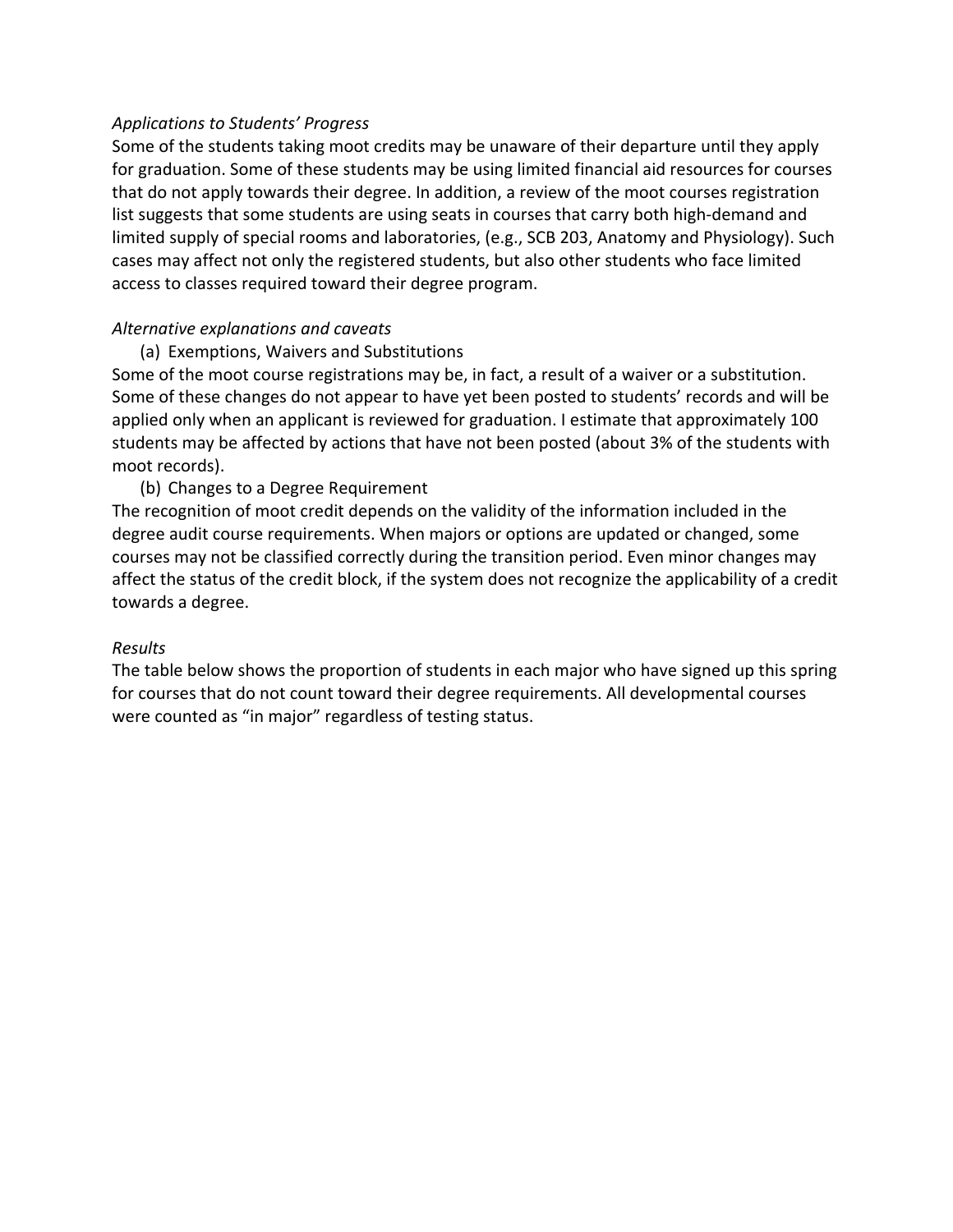*Applications to Students' Progress*

Some of the students taking moot credits may be unaware of their departure until they apply for graduation. Some of these students may be using limited financial aid resources for courses that do not apply towards their degree. In addition, a review of the moot courses registration list suggests that some students are using seats in courses that carry both high-demand and limited supply of special rooms and laboratories, (e.g., SCB 203, Anatomy and Physiology). Such cases may affect not only the registered students, but also other students who face limited access to classes required toward their degree program.

*Alternative explanations and caveats*

(a) Exemptions, Waivers and Substitutions

Some of the moot course registrations may be, in fact, a result of a waiver or a substitution. Some of these changes do not appear to have yet been posted to students' records and will be applied only when an applicant is reviewed for graduation. I estimate that approximately 100 students may be affected by actions that have not been posted (about 3% of the students with moot records).

(b) Changes to a Degree Requirement

The recognition of moot credit depends on the validity of the information included in the degree audit course requirements. When majors or options are updated or changed, some courses may not be classified correctly during the transition period. Even minor changes may affect the status of the credit block, if the system does not recognize the applicability of a credit towards a degree.

*Results*

The table below shows the proportion of students in each major who have signed up this spring for courses that do not count toward their degree requirements. All developmental courses were counted as "in major" regardless of testing status.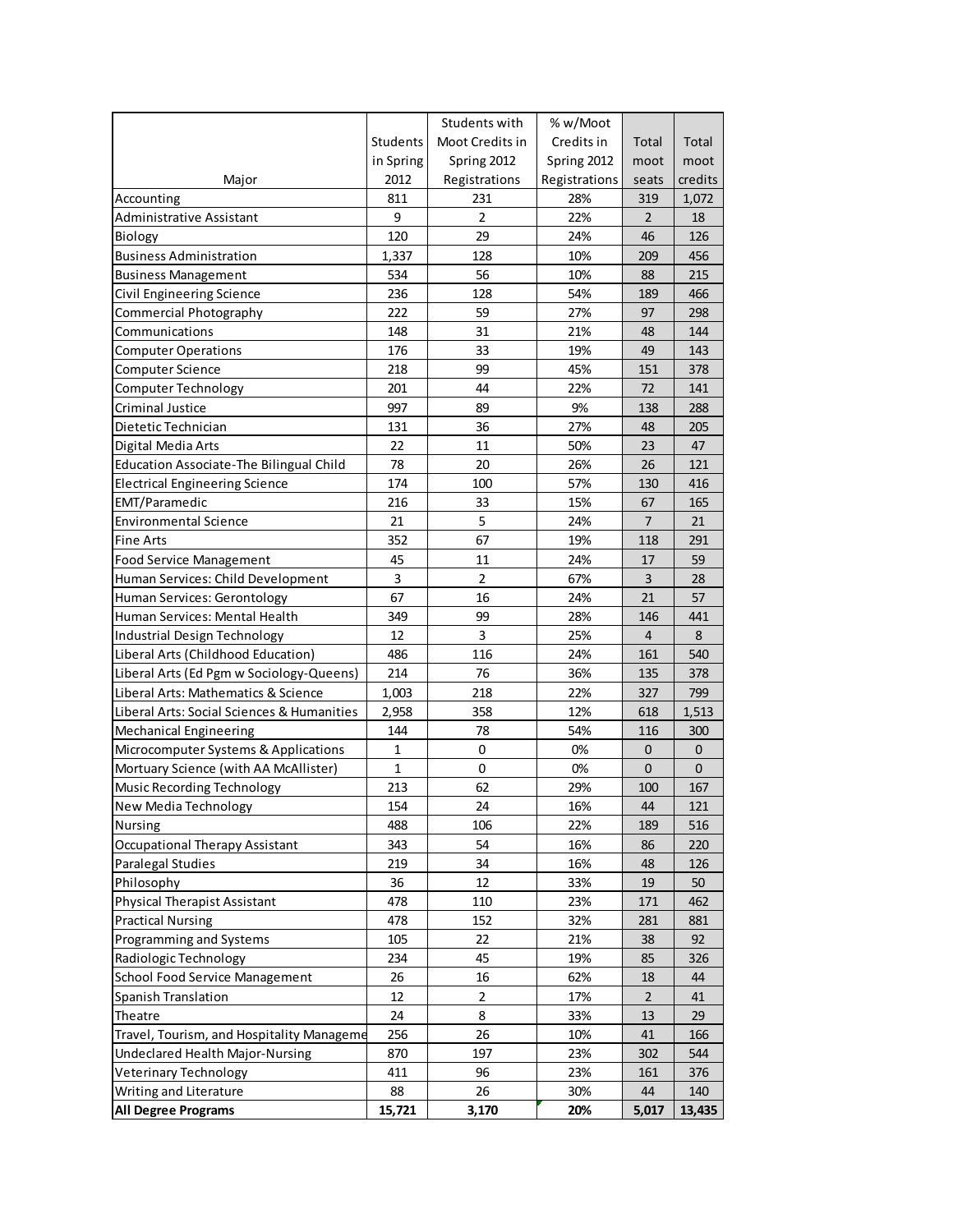| Major | Students in Spring 2012 | Students with Moot Credits in Spring 2012 Registrations | % w/Moot Credits in Spring 2012 Registrations | Total moot seats | Total moot credits |
|---|---|---|---|---|---|
| Accounting | 811 | 231 | 28% | 319 | 1,072 |
| Administrative Assistant | 9 | 2 | 22% | 2 | 18 |
| Biology | 120 | 29 | 24% | 46 | 126 |
| Business Administration | 1,337 | 128 | 10% | 209 | 456 |
| Business Management | 534 | 56 | 10% | 88 | 215 |
| Civil Engineering Science | 236 | 128 | 54% | 189 | 466 |
| Commercial Photography | 222 | 59 | 27% | 97 | 298 |
| Communications | 148 | 31 | 21% | 48 | 144 |
| Computer Operations | 176 | 33 | 19% | 49 | 143 |
| Computer Science | 218 | 99 | 45% | 151 | 378 |
| Computer Technology | 201 | 44 | 22% | 72 | 141 |
| Criminal Justice | 997 | 89 | 9% | 138 | 288 |
| Dietetic Technician | 131 | 36 | 27% | 48 | 205 |
| Digital Media Arts | 22 | 11 | 50% | 23 | 47 |
| Education Associate-The Bilingual Child | 78 | 20 | 26% | 26 | 121 |
| Electrical Engineering Science | 174 | 100 | 57% | 130 | 416 |
| EMT/Paramedic | 216 | 33 | 15% | 67 | 165 |
| Environmental Science | 21 | 5 | 24% | 7 | 21 |
| Fine Arts | 352 | 67 | 19% | 118 | 291 |
| Food Service Management | 45 | 11 | 24% | 17 | 59 |
| Human Services: Child Development | 3 | 2 | 67% | 3 | 28 |
| Human Services: Gerontology | 67 | 16 | 24% | 21 | 57 |
| Human Services: Mental Health | 349 | 99 | 28% | 146 | 441 |
| Industrial Design Technology | 12 | 3 | 25% | 4 | 8 |
| Liberal Arts (Childhood Education) | 486 | 116 | 24% | 161 | 540 |
| Liberal Arts (Ed Pgm w Sociology-Queens) | 214 | 76 | 36% | 135 | 378 |
| Liberal Arts: Mathematics & Science | 1,003 | 218 | 22% | 327 | 799 |
| Liberal Arts: Social Sciences & Humanities | 2,958 | 358 | 12% | 618 | 1,513 |
| Mechanical Engineering | 144 | 78 | 54% | 116 | 300 |
| Microcomputer Systems & Applications | 1 | 0 | 0% | 0 | 0 |
| Mortuary Science (with AA McAllister) | 1 | 0 | 0% | 0 | 0 |
| Music Recording Technology | 213 | 62 | 29% | 100 | 167 |
| New Media Technology | 154 | 24 | 16% | 44 | 121 |
| Nursing | 488 | 106 | 22% | 189 | 516 |
| Occupational Therapy Assistant | 343 | 54 | 16% | 86 | 220 |
| Paralegal Studies | 219 | 34 | 16% | 48 | 126 |
| Philosophy | 36 | 12 | 33% | 19 | 50 |
| Physical Therapist Assistant | 478 | 110 | 23% | 171 | 462 |
| Practical Nursing | 478 | 152 | 32% | 281 | 881 |
| Programming and Systems | 105 | 22 | 21% | 38 | 92 |
| Radiologic Technology | 234 | 45 | 19% | 85 | 326 |
| School Food Service Management | 26 | 16 | 62% | 18 | 44 |
| Spanish Translation | 12 | 2 | 17% | 2 | 41 |
| Theatre | 24 | 8 | 33% | 13 | 29 |
| Travel, Tourism, and Hospitality Manageme | 256 | 26 | 10% | 41 | 166 |
| Undeclared Health Major-Nursing | 870 | 197 | 23% | 302 | 544 |
| Veterinary Technology | 411 | 96 | 23% | 161 | 376 |
| Writing and Literature | 88 | 26 | 30% | 44 | 140 |
| **All Degree Programs** | **15,721** | **3,170** | **20%** | **5,017** | **13,435** |